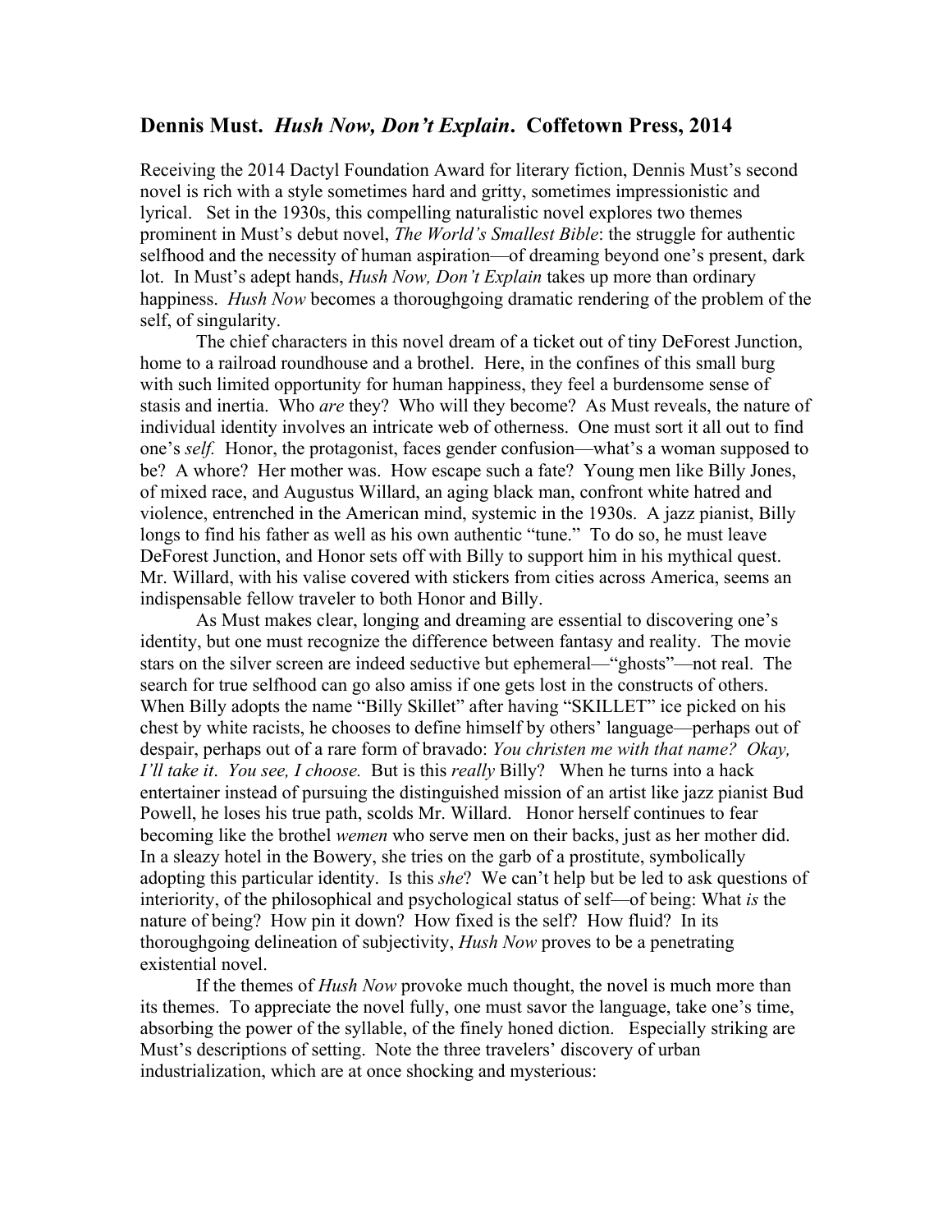## **Dennis Must.** ***Hush Now, Don't Explain*****. Coffetown Press, 2014**

Receiving the 2014 Dactyl Foundation Award for literary fiction, Dennis Must's second novel is rich with a style sometimes hard and gritty, sometimes impressionistic and lyrical. Set in the 1930s, this compelling naturalistic novel explores two themes prominent in Must's debut novel, *The World's Smallest Bible*: the struggle for authentic selfhood and the necessity of human aspiration—of dreaming beyond one's present, dark lot. In Must's adept hands, *Hush Now, Don't Explain* takes up more than ordinary happiness. *Hush Now* becomes a thoroughgoing dramatic rendering of the problem of the self, of singularity.

The chief characters in this novel dream of a ticket out of tiny DeForest Junction, home to a railroad roundhouse and a brothel. Here, in the confines of this small burg with such limited opportunity for human happiness, they feel a burdensome sense of stasis and inertia. Who *are* they? Who will they become? As Must reveals, the nature of individual identity involves an intricate web of otherness. One must sort it all out to find one's *self.* Honor, the protagonist, faces gender confusion—what's a woman supposed to be? A whore? Her mother was. How escape such a fate? Young men like Billy Jones, of mixed race, and Augustus Willard, an aging black man, confront white hatred and violence, entrenched in the American mind, systemic in the 1930s. A jazz pianist, Billy longs to find his father as well as his own authentic "tune." To do so, he must leave DeForest Junction, and Honor sets off with Billy to support him in his mythical quest. Mr. Willard, with his valise covered with stickers from cities across America, seems an indispensable fellow traveler to both Honor and Billy.

As Must makes clear, longing and dreaming are essential to discovering one's identity, but one must recognize the difference between fantasy and reality. The movie stars on the silver screen are indeed seductive but ephemeral—"ghosts"—not real. The search for true selfhood can go also amiss if one gets lost in the constructs of others. When Billy adopts the name "Billy Skillet" after having "SKILLET" ice picked on his chest by white racists, he chooses to define himself by others' language—perhaps out of despair, perhaps out of a rare form of bravado: *You christen me with that name? Okay, I'll take it*. *You see, I choose.* But is this *really* Billy? When he turns into a hack entertainer instead of pursuing the distinguished mission of an artist like jazz pianist Bud Powell, he loses his true path, scolds Mr. Willard. Honor herself continues to fear becoming like the brothel *wemen* who serve men on their backs, just as her mother did. In a sleazy hotel in the Bowery, she tries on the garb of a prostitute, symbolically adopting this particular identity. Is this *she*? We can't help but be led to ask questions of interiority, of the philosophical and psychological status of self—of being: What *is* the nature of being? How pin it down? How fixed is the self? How fluid? In its thoroughgoing delineation of subjectivity, *Hush Now* proves to be a penetrating existential novel.

If the themes of *Hush Now* provoke much thought, the novel is much more than its themes. To appreciate the novel fully, one must savor the language, take one's time, absorbing the power of the syllable, of the finely honed diction. Especially striking are Must's descriptions of setting. Note the three travelers' discovery of urban industrialization, which are at once shocking and mysterious: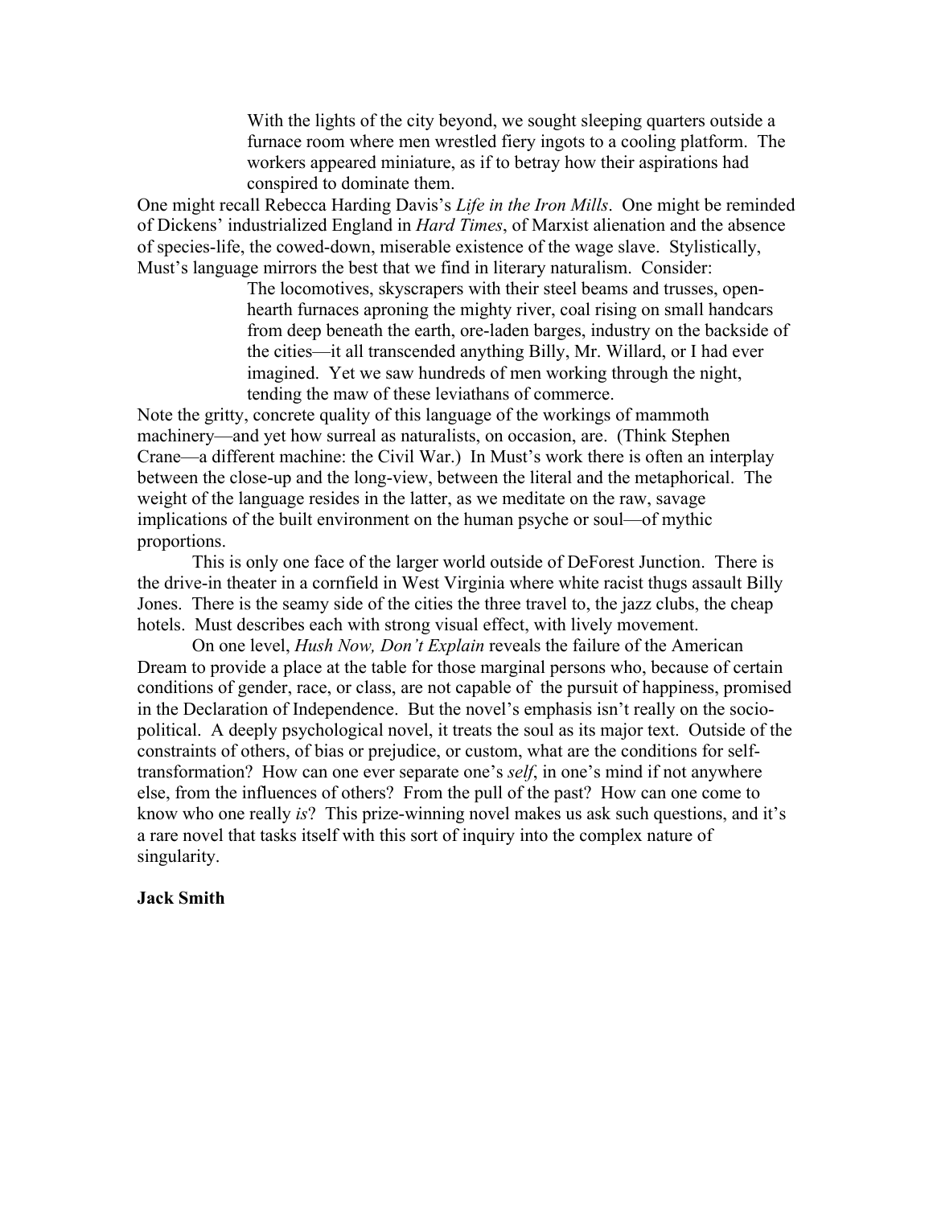> With the lights of the city beyond, we sought sleeping quarters outside a furnace room where men wrestled fiery ingots to a cooling platform. The workers appeared miniature, as if to betray how their aspirations had conspired to dominate them.

One might recall Rebecca Harding Davis's *Life in the Iron Mills*. One might be reminded of Dickens' industrialized England in *Hard Times*, of Marxist alienation and the absence of species-life, the cowed-down, miserable existence of the wage slave. Stylistically, Must's language mirrors the best that we find in literary naturalism. Consider:

> The locomotives, skyscrapers with their steel beams and trusses, open-hearth furnaces aproning the mighty river, coal rising on small handcars from deep beneath the earth, ore-laden barges, industry on the backside of the cities—it all transcended anything Billy, Mr. Willard, or I had ever imagined. Yet we saw hundreds of men working through the night, tending the maw of these leviathans of commerce.

Note the gritty, concrete quality of this language of the workings of mammoth machinery—and yet how surreal as naturalists, on occasion, are. (Think Stephen Crane—a different machine: the Civil War.) In Must's work there is often an interplay between the close-up and the long-view, between the literal and the metaphorical. The weight of the language resides in the latter, as we meditate on the raw, savage implications of the built environment on the human psyche or soul—of mythic proportions.

This is only one face of the larger world outside of DeForest Junction. There is the drive-in theater in a cornfield in West Virginia where white racist thugs assault Billy Jones. There is the seamy side of the cities the three travel to, the jazz clubs, the cheap hotels. Must describes each with strong visual effect, with lively movement.

On one level, *Hush Now, Don't Explain* reveals the failure of the American Dream to provide a place at the table for those marginal persons who, because of certain conditions of gender, race, or class, are not capable of the pursuit of happiness, promised in the Declaration of Independence. But the novel's emphasis isn't really on the socio-political. A deeply psychological novel, it treats the soul as its major text. Outside of the constraints of others, of bias or prejudice, or custom, what are the conditions for self-transformation? How can one ever separate one's *self*, in one's mind if not anywhere else, from the influences of others? From the pull of the past? How can one come to know who one really *is*? This prize-winning novel makes us ask such questions, and it's a rare novel that tasks itself with this sort of inquiry into the complex nature of singularity.

**Jack Smith**